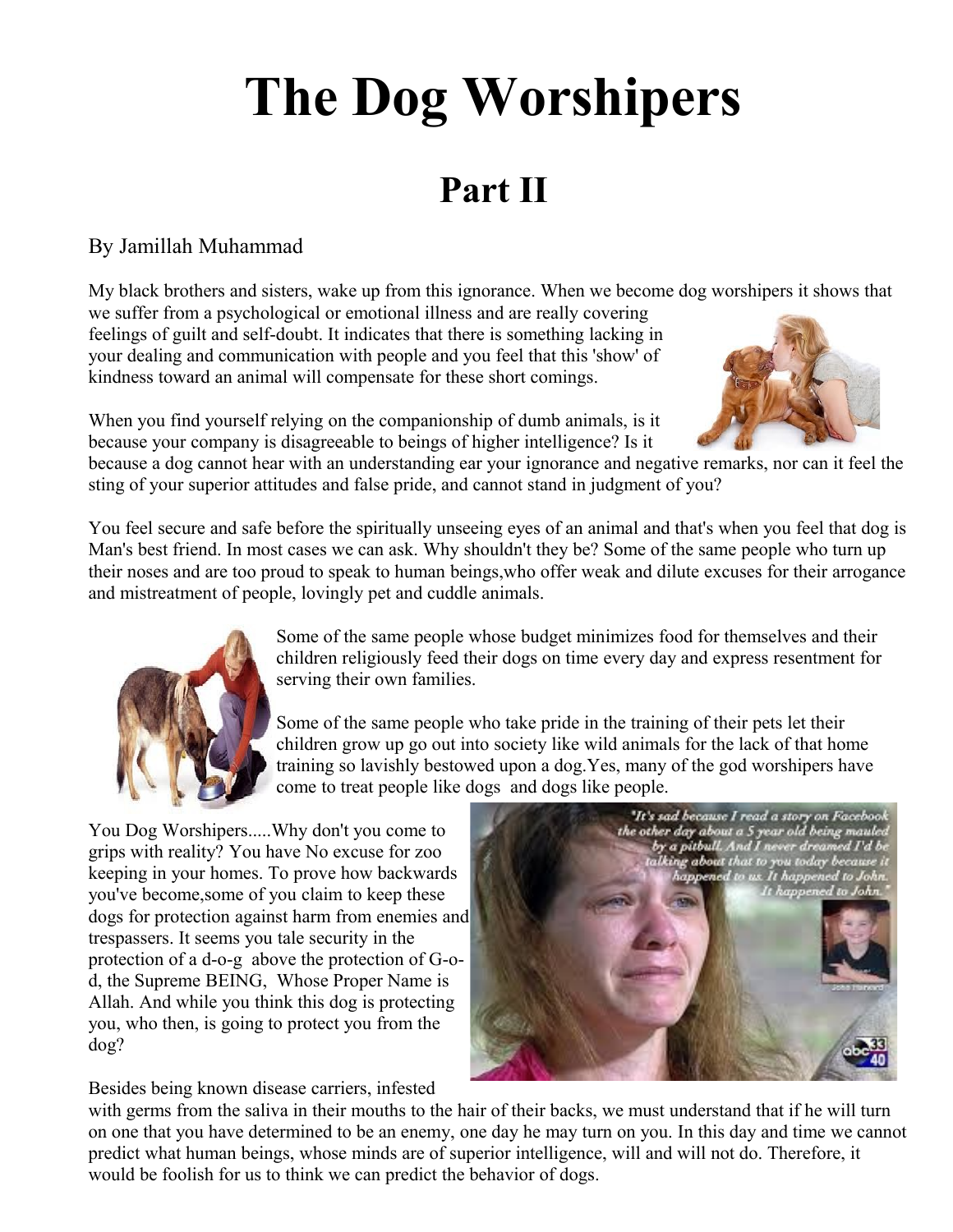# The Dog Worshipers

## Part II

By Jamillah Muhammad

My black brothers and sisters, wake up from this ignorance. When we become dog worshipers it shows that we suffer from a psychological or emotional illness and are really covering feelings of guilt and self-doubt. It indicates that there is something lacking in your dealing and communication with people and you feel that this 'show' of kindness toward an animal will compensate for these short comings.

When you find yourself relying on the companionship of dumb animals, is it because your company is disagreeable to beings of higher intelligence? Is it because a dog cannot hear with an understanding ear your ignorance and negative remarks, nor can it feel the sting of your superior attitudes and false pride, and cannot stand in judgment of you?

You feel secure and safe before the spiritually unseeing eyes of an animal and that's when you feel that dog is Man's best friend. In most cases we can ask. Why shouldn't they be? Some of the same people who turn up their noses and are too proud to speak to human beings,who offer weak and dilute excuses for their arrogance and mistreatment of people, lovingly pet and cuddle animals.

Some of the same people whose budget minimizes food for themselves and their children religiously feed their dogs on time every day and express resentment for serving their own families.

Some of the same people who take pride in the training of their pets let their children grow up go out into society like wild animals for the lack of that home training so lavishly bestowed upon a dog.Yes, many of the god worshipers have come to treat people like dogs and dogs like people.

You Dog Worshipers.....Why don't you come to grips with reality? You have No excuse for zoo keeping in your homes. To prove how backwards you've become,some of you claim to keep these dogs for protection against harm from enemies and trespassers. It seems you tale security in the protection of a d-o-g above the protection of G-o-d, the Supreme BEING, Whose Proper Name is Allah. And while you think this dog is protecting you, who then, is going to protect you from the dog?

Besides being known disease carriers, infested with germs from the saliva in their mouths to the hair of their backs, we must understand that if he will turn on one that you have determined to be an enemy, one day he may turn on you. In this day and time we cannot predict what human beings, whose minds are of superior intelligence, will and will not do. Therefore, it would be foolish for us to think we can predict the behavior of dogs.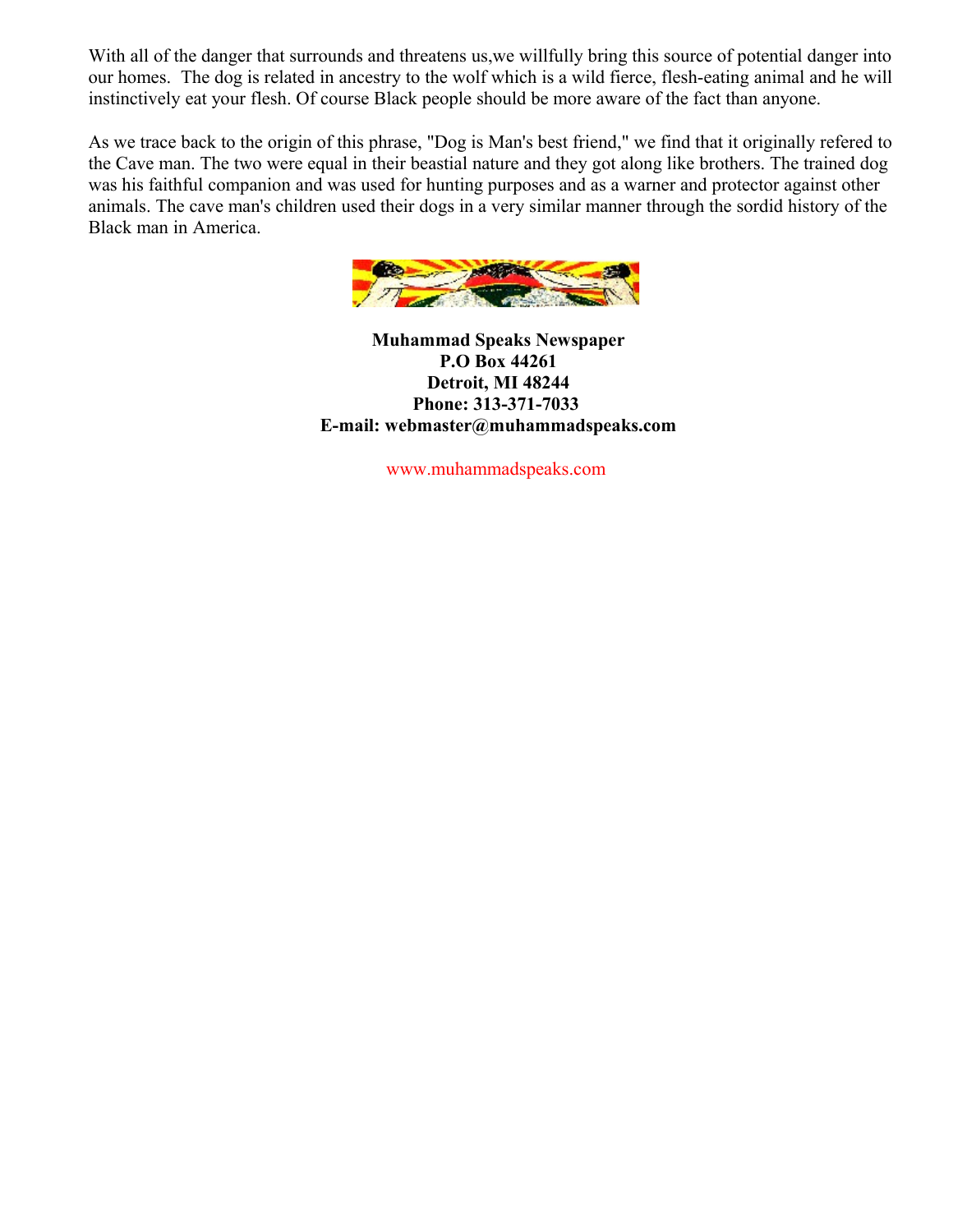With all of the danger that surrounds and threatens us,we willfully bring this source of potential danger into our homes.  The dog is related in ancestry to the wolf which is a wild fierce, flesh-eating animal and he will instinctively eat your flesh. Of course Black people should be more aware of the fact than anyone.

As we trace back to the origin of this phrase, "Dog is Man's best friend," we find that it originally refered to the Cave man. The two were equal in their beastial nature and they got along like brothers. The trained dog was his faithful companion and was used for hunting purposes and as a warner and protector against other animals. The cave man's children used their dogs in a very similar manner through the sordid history of the Black man in America.

**Muhammad Speaks Newspaper**
**P.O Box 44261**
**Detroit, MI 48244**
**Phone: 313-371-7033**
**E-mail: webmaster@muhammadspeaks.com**

www.muhammadspeaks.com